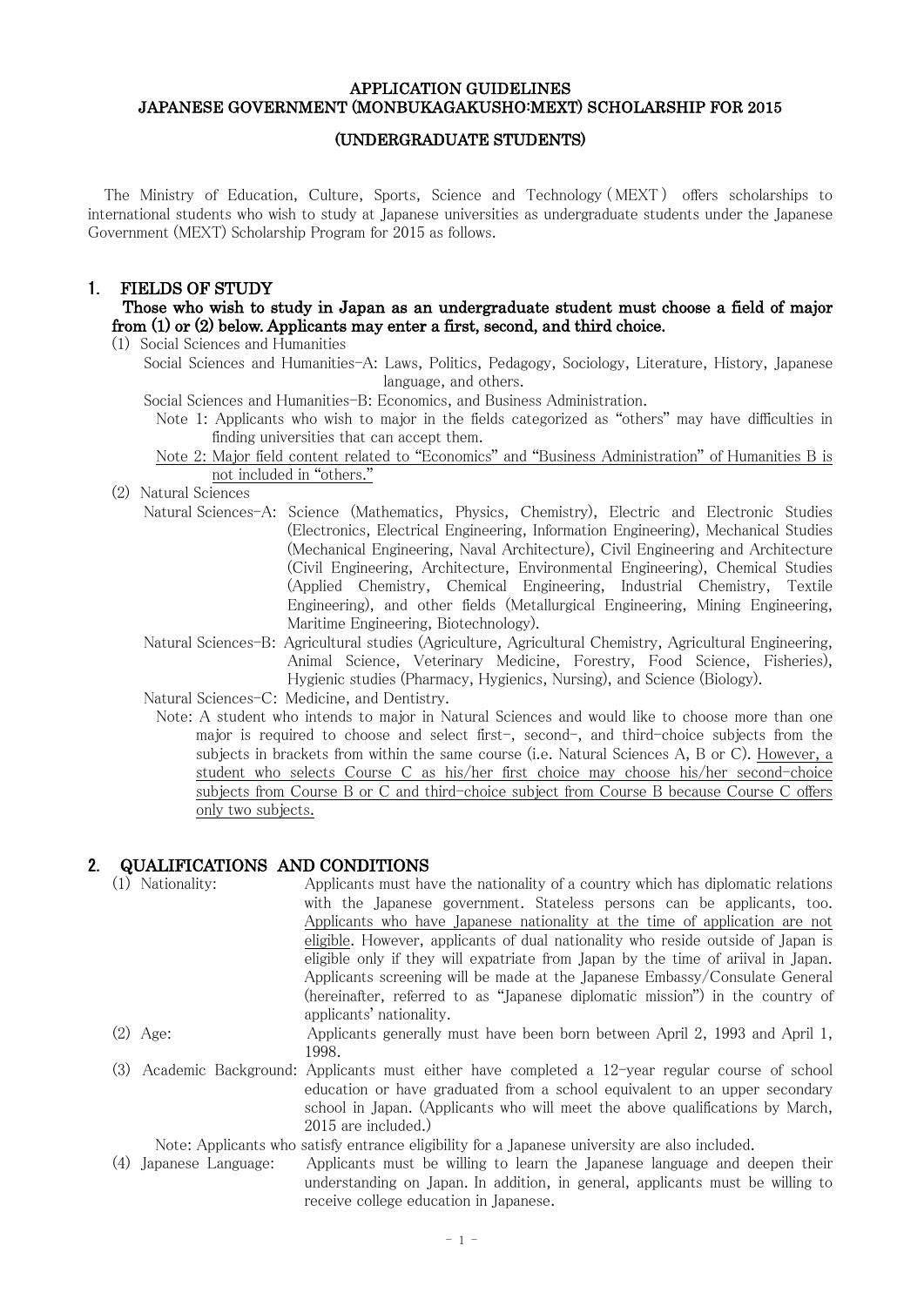# APPLICATION GUIDELINES
# JAPANESE GOVERNMENT (MONBUKAGAKUSHO:MEXT) SCHOLARSHIP FOR 2015
## (UNDERGRADUATE STUDENTS)

The Ministry of Education, Culture, Sports, Science and Technology (MEXT) offers scholarships to international students who wish to study at Japanese universities as undergraduate students under the Japanese Government (MEXT) Scholarship Program for 2015 as follows.

## 1. FIELDS OF STUDY

**Those who wish to study in Japan as an undergraduate student must choose a field of major from (1) or (2) below. Applicants may enter a first, second, and third choice.**

(1) Social Sciences and Humanities

Social Sciences and Humanities-A: Laws, Politics, Pedagogy, Sociology, Literature, History, Japanese language, and others.

Social Sciences and Humanities-B: Economics, and Business Administration.

Note 1: Applicants who wish to major in the fields categorized as "others" may have difficulties in finding universities that can accept them.

<u>Note 2: Major field content related to "Economics" and "Business Administration" of Humanities B is not included in "others."</u>

(2) Natural Sciences

Natural Sciences-A: Science (Mathematics, Physics, Chemistry), Electric and Electronic Studies (Electronics, Electrical Engineering, Information Engineering), Mechanical Studies (Mechanical Engineering, Naval Architecture), Civil Engineering and Architecture (Civil Engineering, Architecture, Environmental Engineering), Chemical Studies (Applied Chemistry, Chemical Engineering, Industrial Chemistry, Textile Engineering), and other fields (Metallurgical Engineering, Mining Engineering, Maritime Engineering, Biotechnology).

Natural Sciences-B: Agricultural studies (Agriculture, Agricultural Chemistry, Agricultural Engineering, Animal Science, Veterinary Medicine, Forestry, Food Science, Fisheries), Hygienic studies (Pharmacy, Hygienics, Nursing), and Science (Biology).

Natural Sciences-C: Medicine, and Dentistry.

Note: A student who intends to major in Natural Sciences and would like to choose more than one major is required to choose and select first-, second-, and third-choice subjects from the subjects in brackets from within the same course (i.e. Natural Sciences A, B or C). <u>However, a student who selects Course C as his/her first choice may choose his/her second-choice subjects from Course B or C and third-choice subject from Course B because Course C offers only two subjects.</u>

## 2. QUALIFICATIONS AND CONDITIONS

(1) Nationality: Applicants must have the nationality of a country which has diplomatic relations with the Japanese government. Stateless persons can be applicants, too. <u>Applicants who have Japanese nationality at the time of application are not eligible</u>. However, applicants of dual nationality who reside outside of Japan is eligible only if they will expatriate from Japan by the time of ariival in Japan. Applicants screening will be made at the Japanese Embassy/Consulate General (hereinafter, referred to as "Japanese diplomatic mission") in the country of applicants' nationality.

(2) Age: Applicants generally must have been born between April 2, 1993 and April 1, 1998.

(3) Academic Background: Applicants must either have completed a 12-year regular course of school education or have graduated from a school equivalent to an upper secondary school in Japan. (Applicants who will meet the above qualifications by March, 2015 are included.)

Note: Applicants who satisfy entrance eligibility for a Japanese university are also included.

(4) Japanese Language: Applicants must be willing to learn the Japanese language and deepen their understanding on Japan. In addition, in general, applicants must be willing to receive college education in Japanese.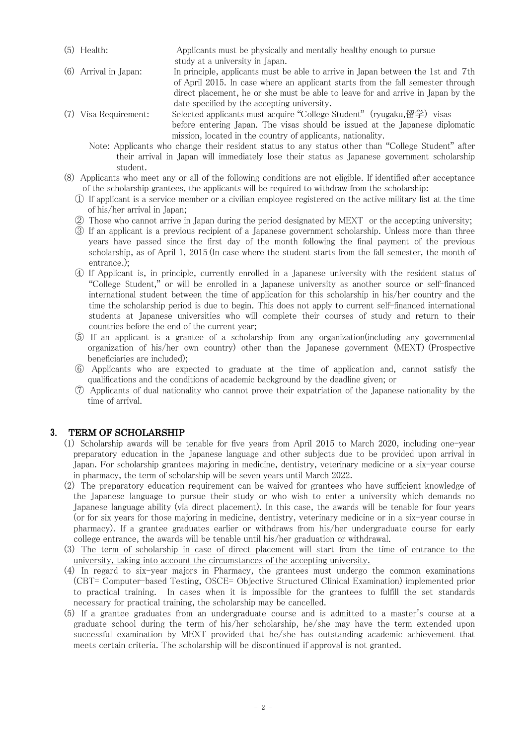(5) Health: Applicants must be physically and mentally healthy enough to pursue study at a university in Japan.

(6) Arrival in Japan: In principle, applicants must be able to arrive in Japan between the 1st and 7th of April 2015. In case where an applicant starts from the fall semester through direct placement, he or she must be able to leave for and arrive in Japan by the date specified by the accepting university.

(7) Visa Requirement: Selected applicants must acquire "College Student" (ryugaku,留学) visas before entering Japan. The visas should be issued at the Japanese diplomatic mission, located in the country of applicants, nationality.

Note: Applicants who change their resident status to any status other than "College Student" after their arrival in Japan will immediately lose their status as Japanese government scholarship student.

(8) Applicants who meet any or all of the following conditions are not eligible. If identified after acceptance of the scholarship grantees, the applicants will be required to withdraw from the scholarship:

① If applicant is a service member or a civilian employee registered on the active military list at the time of his/her arrival in Japan;

② Those who cannot arrive in Japan during the period designated by MEXT or the accepting university;

③ If an applicant is a previous recipient of a Japanese government scholarship. Unless more than three years have passed since the first day of the month following the final payment of the previous scholarship, as of April 1, 2015 (In case where the student starts from the fall semester, the month of entrance.);

④ If Applicant is, in principle, currently enrolled in a Japanese university with the resident status of "College Student," or will be enrolled in a Japanese university as another source or self-financed international student between the time of application for this scholarship in his/her country and the time the scholarship period is due to begin. This does not apply to current self-financed international students at Japanese universities who will complete their courses of study and return to their countries before the end of the current year;

⑤ If an applicant is a grantee of a scholarship from any organization(including any governmental organization of his/her own country) other than the Japanese government (MEXT) (Prospective beneficiaries are included);

⑥ Applicants who are expected to graduate at the time of application and, cannot satisfy the qualifications and the conditions of academic background by the deadline given; or

⑦ Applicants of dual nationality who cannot prove their expatriation of the Japanese nationality by the time of arrival.

## 3. TERM OF SCHOLARSHIP

(1) Scholarship awards will be tenable for five years from April 2015 to March 2020, including one-year preparatory education in the Japanese language and other subjects due to be provided upon arrival in Japan. For scholarship grantees majoring in medicine, dentistry, veterinary medicine or a six-year course in pharmacy, the term of scholarship will be seven years until March 2022.

(2) The preparatory education requirement can be waived for grantees who have sufficient knowledge of the Japanese language to pursue their study or who wish to enter a university which demands no Japanese language ability (via direct placement). In this case, the awards will be tenable for four years (or for six years for those majoring in medicine, dentistry, veterinary medicine or in a six-year course in pharmacy). If a grantee graduates earlier or withdraws from his/her undergraduate course for early college entrance, the awards will be tenable until his/her graduation or withdrawal.

(3) <u>The term of scholarship in case of direct placement will start from the time of entrance to the university, taking into account the circumstances of the accepting university.</u>

(4) In regard to six-year majors in Pharmacy, the grantees must undergo the common examinations (CBT= Computer-based Testing, OSCE= Objective Structured Clinical Examination) implemented prior to practical training. In cases when it is impossible for the grantees to fulfill the set standards necessary for practical training, the scholarship may be cancelled.

(5) If a grantee graduates from an undergraduate course and is admitted to a master's course at a graduate school during the term of his/her scholarship, he/she may have the term extended upon successful examination by MEXT provided that he/she has outstanding academic achievement that meets certain criteria. The scholarship will be discontinued if approval is not granted.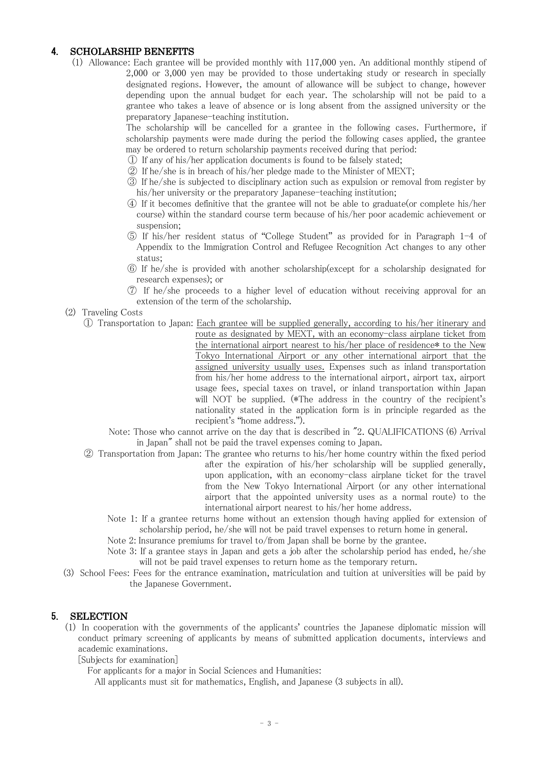## 4. SCHOLARSHIP BENEFITS

(1) Allowance: Each grantee will be provided monthly with 117,000 yen. An additional monthly stipend of 2,000 or 3,000 yen may be provided to those undertaking study or research in specially designated regions. However, the amount of allowance will be subject to change, however depending upon the annual budget for each year. The scholarship will not be paid to a grantee who takes a leave of absence or is long absent from the assigned university or the preparatory Japanese-teaching institution.

The scholarship will be cancelled for a grantee in the following cases. Furthermore, if scholarship payments were made during the period the following cases applied, the grantee may be ordered to return scholarship payments received during that period:

① If any of his/her application documents is found to be falsely stated;
② If he/she is in breach of his/her pledge made to the Minister of MEXT;
③ If he/she is subjected to disciplinary action such as expulsion or removal from register by his/her university or the preparatory Japanese-teaching institution;
④ If it becomes definitive that the grantee will not be able to graduate(or complete his/her course) within the standard course term because of his/her poor academic achievement or suspension;
⑤ If his/her resident status of "College Student" as provided for in Paragraph 1-4 of Appendix to the Immigration Control and Refugee Recognition Act changes to any other status;
⑥ If he/she is provided with another scholarship(except for a scholarship designated for research expenses); or
⑦ If he/she proceeds to a higher level of education without receiving approval for an extension of the term of the scholarship.

(2) Traveling Costs

① Transportation to Japan: <u>Each grantee will be supplied generally, according to his/her itinerary and route as designated by MEXT, with an economy-class airplane ticket from the international airport nearest to his/her place of residence* to the New Tokyo International Airport or any other international airport that the assigned university usually uses.</u> Expenses such as inland transportation from his/her home address to the international airport, airport tax, airport usage fees, special taxes on travel, or inland transportation within Japan will NOT be supplied. (*The address in the country of the recipient's nationality stated in the application form is in principle regarded as the recipient's "home address.").

Note: Those who cannot arrive on the day that is described in "2. QUALIFICATIONS (6) Arrival in Japan" shall not be paid the travel expenses coming to Japan.

② Transportation from Japan: The grantee who returns to his/her home country within the fixed period after the expiration of his/her scholarship will be supplied generally, upon application, with an economy-class airplane ticket for the travel from the New Tokyo International Airport (or any other international airport that the appointed university uses as a normal route) to the international airport nearest to his/her home address.

Note 1: If a grantee returns home without an extension though having applied for extension of scholarship period, he/she will not be paid travel expenses to return home in general.

Note 2: Insurance premiums for travel to/from Japan shall be borne by the grantee.

Note 3: If a grantee stays in Japan and gets a job after the scholarship period has ended, he/she will not be paid travel expenses to return home as the temporary return.

(3) School Fees: Fees for the entrance examination, matriculation and tuition at universities will be paid by the Japanese Government.

## 5. SELECTION

(1) In cooperation with the governments of the applicants' countries the Japanese diplomatic mission will conduct primary screening of applicants by means of submitted application documents, interviews and academic examinations.

[Subjects for examination]

For applicants for a major in Social Sciences and Humanities:

All applicants must sit for mathematics, English, and Japanese (3 subjects in all).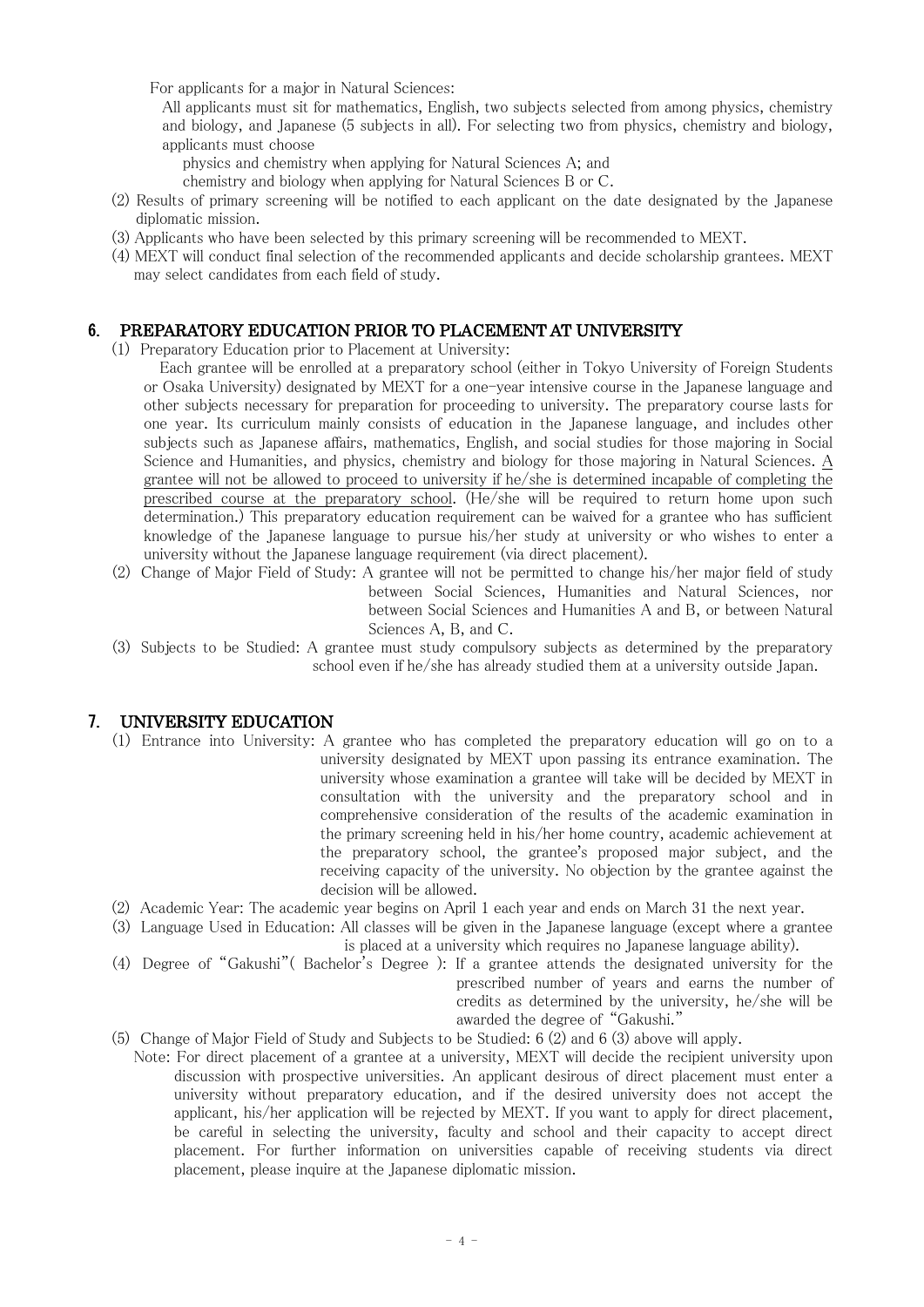For applicants for a major in Natural Sciences:

All applicants must sit for mathematics, English, two subjects selected from among physics, chemistry and biology, and Japanese (5 subjects in all). For selecting two from physics, chemistry and biology, applicants must choose

physics and chemistry when applying for Natural Sciences A; and

chemistry and biology when applying for Natural Sciences B or C.

(2) Results of primary screening will be notified to each applicant on the date designated by the Japanese diplomatic mission.

(3) Applicants who have been selected by this primary screening will be recommended to MEXT.

(4) MEXT will conduct final selection of the recommended applicants and decide scholarship grantees. MEXT may select candidates from each field of study.

## 6. PREPARATORY EDUCATION PRIOR TO PLACEMENT AT UNIVERSITY

(1) Preparatory Education prior to Placement at University:

Each grantee will be enrolled at a preparatory school (either in Tokyo University of Foreign Students or Osaka University) designated by MEXT for a one-year intensive course in the Japanese language and other subjects necessary for preparation for proceeding to university. The preparatory course lasts for one year. Its curriculum mainly consists of education in the Japanese language, and includes other subjects such as Japanese affairs, mathematics, English, and social studies for those majoring in Social Science and Humanities, and physics, chemistry and biology for those majoring in Natural Sciences. <u>A grantee will not be allowed to proceed to university if he/she is determined incapable of completing the prescribed course at the preparatory school</u>. (He/she will be required to return home upon such determination.) This preparatory education requirement can be waived for a grantee who has sufficient knowledge of the Japanese language to pursue his/her study at university or who wishes to enter a university without the Japanese language requirement (via direct placement).

(2) Change of Major Field of Study: A grantee will not be permitted to change his/her major field of study between Social Sciences, Humanities and Natural Sciences, nor between Social Sciences and Humanities A and B, or between Natural Sciences A, B, and C.

(3) Subjects to be Studied: A grantee must study compulsory subjects as determined by the preparatory school even if he/she has already studied them at a university outside Japan.

## 7. UNIVERSITY EDUCATION

(1) Entrance into University: A grantee who has completed the preparatory education will go on to a university designated by MEXT upon passing its entrance examination. The university whose examination a grantee will take will be decided by MEXT in consultation with the university and the preparatory school and in comprehensive consideration of the results of the academic examination in the primary screening held in his/her home country, academic achievement at the preparatory school, the grantee's proposed major subject, and the receiving capacity of the university. No objection by the grantee against the decision will be allowed.

(2) Academic Year: The academic year begins on April 1 each year and ends on March 31 the next year.

(3) Language Used in Education: All classes will be given in the Japanese language (except where a grantee is placed at a university which requires no Japanese language ability).

(4) Degree of "Gakushi"( Bachelor's Degree ): If a grantee attends the designated university for the prescribed number of years and earns the number of credits as determined by the university, he/she will be awarded the degree of "Gakushi."

(5) Change of Major Field of Study and Subjects to be Studied: 6 (2) and 6 (3) above will apply.

Note: For direct placement of a grantee at a university, MEXT will decide the recipient university upon discussion with prospective universities. An applicant desirous of direct placement must enter a university without preparatory education, and if the desired university does not accept the applicant, his/her application will be rejected by MEXT. If you want to apply for direct placement, be careful in selecting the university, faculty and school and their capacity to accept direct placement. For further information on universities capable of receiving students via direct placement, please inquire at the Japanese diplomatic mission.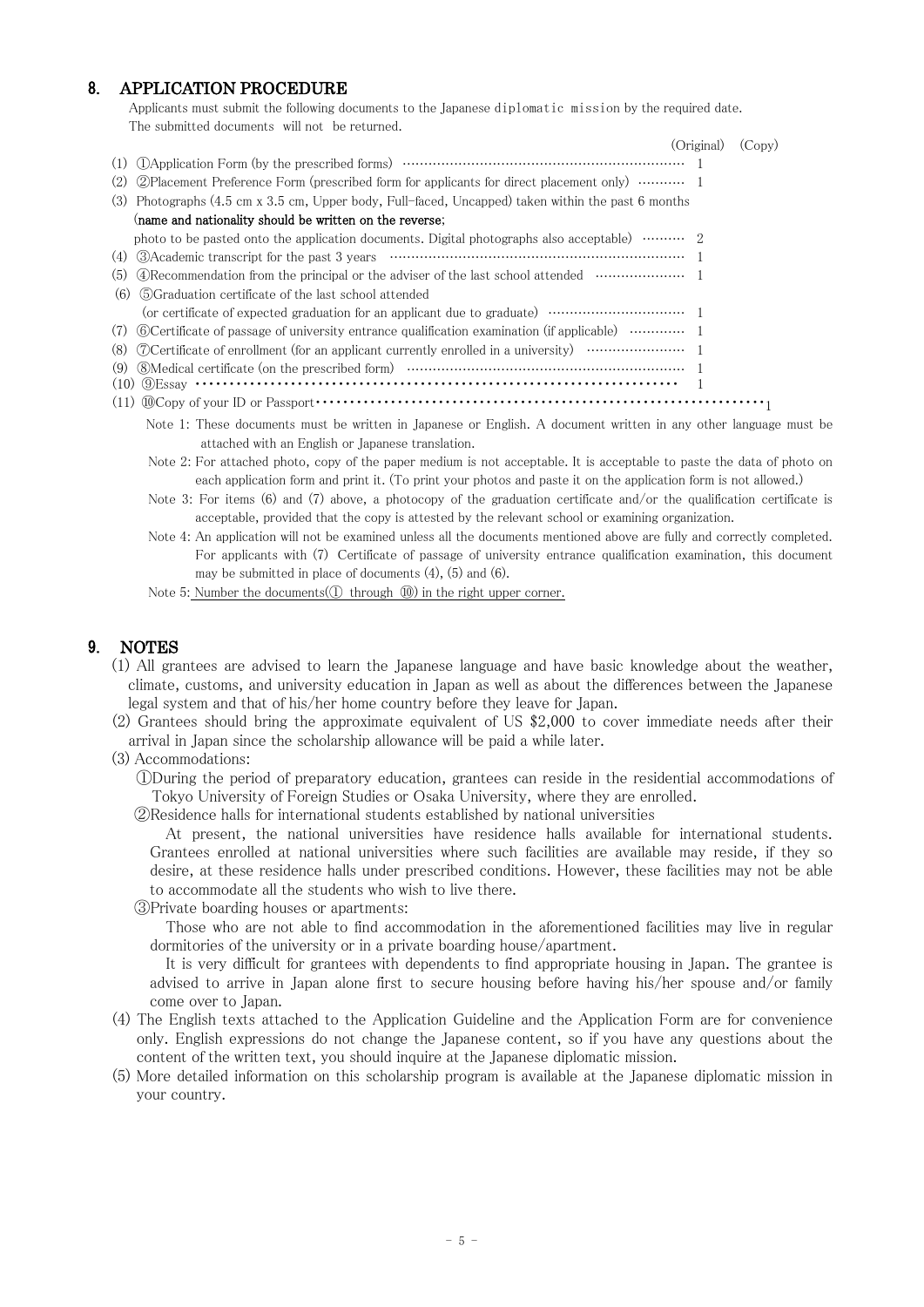## 8. APPLICATION PROCEDURE

Applicants must submit the following documents to the Japanese diplomatic mission by the required date. The submitted documents will not be returned.

| | | (Original) | (Copy) |
|---|---|---|---|
| (1) | ①Application Form (by the prescribed forms) | 1 | |
| (2) | ②Placement Preference Form (prescribed form for applicants for direct placement only) | 1 | |
| (3) | Photographs (4.5 cm x 3.5 cm, Upper body, Full-faced, Uncapped) taken within the past 6 months **(name and nationality should be written on the reverse;** photo to be pasted onto the application documents. Digital photographs also acceptable) | 2 | |
| (4) | ③Academic transcript for the past 3 years | 1 | |
| (5) | ④Recommendation from the principal or the adviser of the last school attended | 1 | |
| (6) | ⑤Graduation certificate of the last school attended (or certificate of expected graduation for an applicant due to graduate) | 1 | |
| (7) | ⑥Certificate of passage of university entrance qualification examination (if applicable) | 1 | |
| (8) | ⑦Certificate of enrollment (for an applicant currently enrolled in a university) | 1 | |
| (9) | ⑧Medical certificate (on the prescribed form) | 1 | |
| (10) | ⑨Essay | 1 | |
| (11) | ⑩Copy of your ID or Passport | 1 | |

Note 1: These documents must be written in Japanese or English. A document written in any other language must be attached with an English or Japanese translation.

Note 2: For attached photo, copy of the paper medium is not acceptable. It is acceptable to paste the data of photo on each application form and print it. (To print your photos and paste it on the application form is not allowed.)

Note 3: For items (6) and (7) above, a photocopy of the graduation certificate and/or the qualification certificate is acceptable, provided that the copy is attested by the relevant school or examining organization.

Note 4: An application will not be examined unless all the documents mentioned above are fully and correctly completed. For applicants with (7) Certificate of passage of university entrance qualification examination, this document may be submitted in place of documents (4), (5) and (6).

Note 5: Number the documents(① through ⑩) in the right upper corner.

## 9. NOTES

(1) All grantees are advised to learn the Japanese language and have basic knowledge about the weather, climate, customs, and university education in Japan as well as about the differences between the Japanese legal system and that of his/her home country before they leave for Japan.

(2) Grantees should bring the approximate equivalent of US $2,000 to cover immediate needs after their arrival in Japan since the scholarship allowance will be paid a while later.

(3) Accommodations:

①During the period of preparatory education, grantees can reside in the residential accommodations of Tokyo University of Foreign Studies or Osaka University, where they are enrolled.

②Residence halls for international students established by national universities

At present, the national universities have residence halls available for international students. Grantees enrolled at national universities where such facilities are available may reside, if they so desire, at these residence halls under prescribed conditions. However, these facilities may not be able to accommodate all the students who wish to live there.

③Private boarding houses or apartments:

Those who are not able to find accommodation in the aforementioned facilities may live in regular dormitories of the university or in a private boarding house/apartment.

It is very difficult for grantees with dependents to find appropriate housing in Japan. The grantee is advised to arrive in Japan alone first to secure housing before having his/her spouse and/or family come over to Japan.

(4) The English texts attached to the Application Guideline and the Application Form are for convenience only. English expressions do not change the Japanese content, so if you have any questions about the content of the written text, you should inquire at the Japanese diplomatic mission.

(5) More detailed information on this scholarship program is available at the Japanese diplomatic mission in your country.